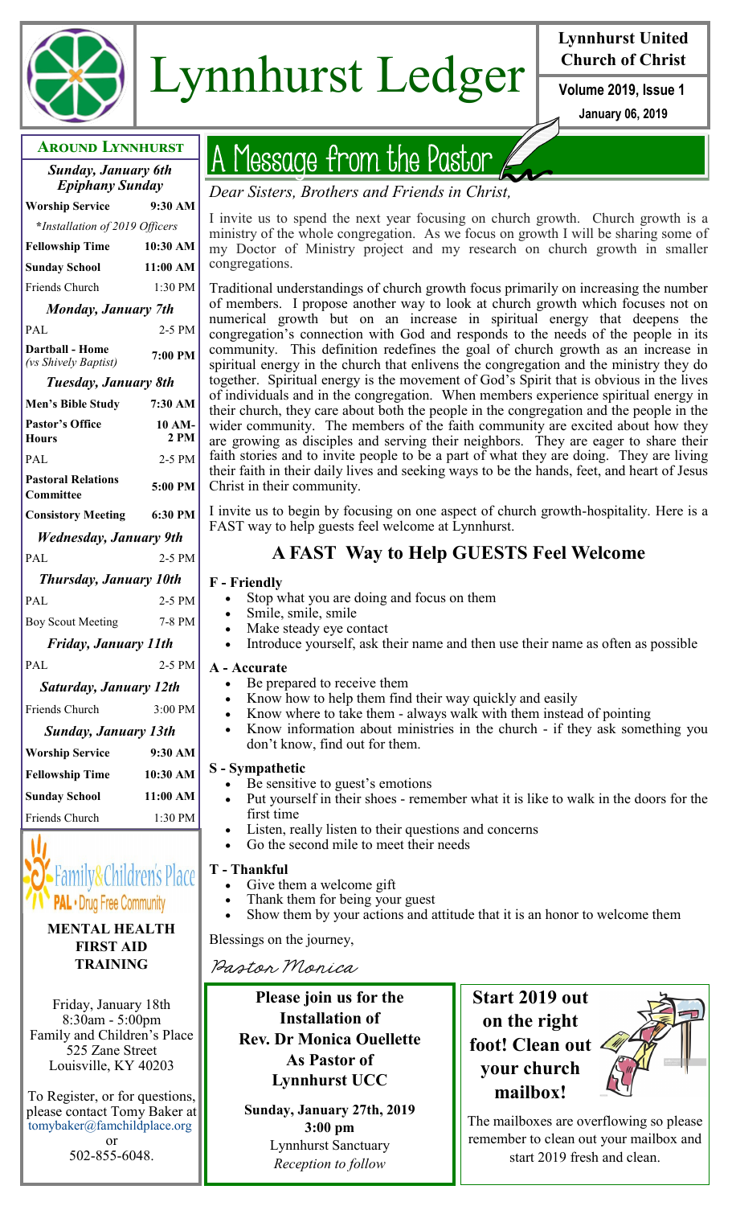# Lynnhurst Ledger

**Lynnhurst United Church of Christ**

**Volume 2019, Issue 1**

**January 06, 2019**

## Around Lynnhurst

| *Sunday, January 6th Epiphany Sunday* | |
|---|---|
| **Worship Service** | **9:30 AM** |
| *Installation of 2019 Officers* | |
| **Fellowship Time** | **10:30 AM** |
| **Sunday School** | **11:00 AM** |
| Friends Church | 1:30 PM |
| ***Monday, January 7th*** | |
| PAL | 2-5 PM |
| **Dartball - Home** *(vs Shively Baptist)* | **7:00 PM** |
| ***Tuesday, January 8th*** | |
| **Men's Bible Study** | **7:30 AM** |
| **Pastor's Office Hours** | **10 AM-2 PM** |
| PAL | 2-5 PM |
| **Pastoral Relations Committee** | **5:00 PM** |
| **Consistory Meeting** | **6:30 PM** |
| ***Wednesday, January 9th*** | |
| PAL | 2-5 PM |
| ***Thursday, January 10th*** | |
| PAL | 2-5 PM |
| Boy Scout Meeting | 7-8 PM |
| ***Friday, January 11th*** | |
| PAL | 2-5 PM |
| ***Saturday, January 12th*** | |
| Friends Church | 3:00 PM |
| ***Sunday, January 13th*** | |
| **Worship Service** | **9:30 AM** |
| **Fellowship Time** | **10:30 AM** |
| **Sunday School** | **11:00 AM** |
| Friends Church | 1:30 PM |

Family&Children's Place
**PAL** • Drug Free Community

**MENTAL HEALTH FIRST AID TRAINING**

Friday, January 18th
8:30am - 5:00pm
Family and Children's Place
525 Zane Street
Louisville, KY 40203

To Register, or for questions, please contact Tomy Baker at tomybaker@famchildplace.org or 502-855-6048.

## A Message from the Pastor

*Dear Sisters, Brothers and Friends in Christ,*

I invite us to spend the next year focusing on church growth. Church growth is a ministry of the whole congregation. As we focus on growth I will be sharing some of my Doctor of Ministry project and my research on church growth in smaller congregations.

Traditional understandings of church growth focus primarily on increasing the number of members. I propose another way to look at church growth which focuses not on numerical growth but on an increase in spiritual energy that deepens the congregation's connection with God and responds to the needs of the people in its community. This definition redefines the goal of church growth as an increase in spiritual energy in the church that enlivens the congregation and the ministry they do together. Spiritual energy is the movement of God's Spirit that is obvious in the lives of individuals and in the congregation. When members experience spiritual energy in their church, they care about both the people in the congregation and the people in the wider community. The members of the faith community are excited about how they are growing as disciples and serving their neighbors. They are eager to share their faith stories and to invite people to be a part of what they are doing. They are living their faith in their daily lives and seeking ways to be the hands, feet, and heart of Jesus Christ in their community.

I invite us to begin by focusing on one aspect of church growth-hospitality. Here is a FAST way to help guests feel welcome at Lynnhurst.

### A FAST Way to Help GUESTS Feel Welcome

**F - Friendly**
- Stop what you are doing and focus on them
- Smile, smile, smile
- Make steady eye contact
- Introduce yourself, ask their name and then use their name as often as possible

**A - Accurate**
- Be prepared to receive them
- Know how to help them find their way quickly and easily
- Know where to take them - always walk with them instead of pointing
- Know information about ministries in the church - if they ask something you don't know, find out for them.

**S - Sympathetic**
- Be sensitive to guest's emotions
- Put yourself in their shoes - remember what it is like to walk in the doors for the first time
- Listen, really listen to their questions and concerns
- Go the second mile to meet their needs

**T - Thankful**
- Give them a welcome gift
- Thank them for being your guest
- Show them by your actions and attitude that it is an honor to welcome them

Blessings on the journey,

*Pastor Monica*

**Please join us for the Installation of Rev. Dr Monica Ouellette As Pastor of Lynnhurst UCC**

**Sunday, January 27th, 2019**
**3:00 pm**
Lynnhurst Sanctuary
*Reception to follow*

**Start 2019 out on the right foot! Clean out your church mailbox!**

The mailboxes are overflowing so please remember to clean out your mailbox and start 2019 fresh and clean.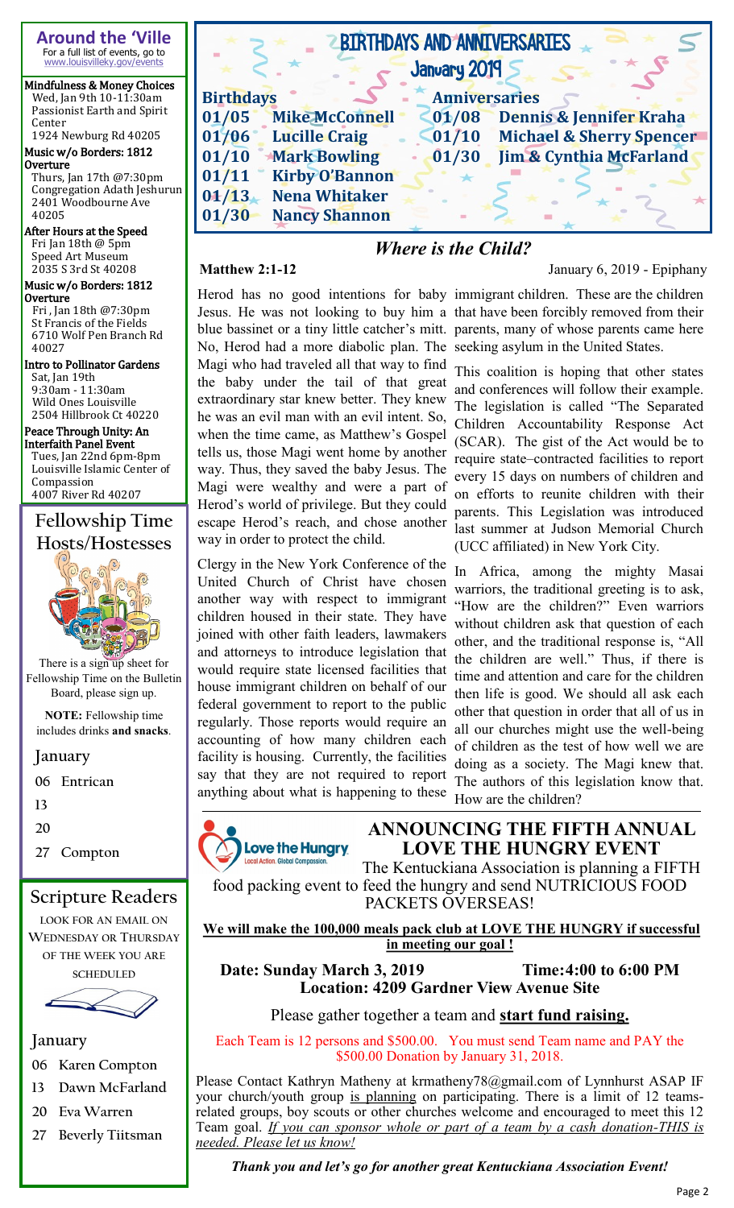## Around the 'Ville

For a full list of events, go to www.louisvilleky.gov/events

**Mindfulness & Money Choices**
Wed, Jan 9th 10-11:30am
Passionist Earth and Spirit Center
1924 Newburg Rd 40205

**Music w/o Borders: 1812 Overture**
Thurs, Jan 17th @7:30pm
Congregation Adath Jeshurun
2401 Woodbourne Ave 40205

**After Hours at the Speed**
Fri Jan 18th @ 5pm
Speed Art Museum
2035 S 3rd St 40208

**Music w/o Borders: 1812 Overture**
Fri , Jan 18th @7:30pm
St Francis of the Fields
6710 Wolf Pen Branch Rd 40027

**Intro to Pollinator Gardens**
Sat, Jan 19th
9:30am - 11:30am
Wild Ones Louisville
2504 Hillbrook Ct 40220

**Peace Through Unity: An Interfaith Panel Event**
Tues, Jan 22nd 6pm-8pm
Louisville Islamic Center of Compassion
4007 River Rd 40207

## Fellowship Time Hosts/Hostesses

There is a sign up sheet for Fellowship Time on the Bulletin Board, please sign up.

**NOTE:** Fellowship time includes drinks **and snacks**.

January

06 Entrican

13

20

27 Compton

## Scripture Readers

LOOK FOR AN EMAIL ON WEDNESDAY OR THURSDAY OF THE WEEK YOU ARE SCHEDULED

January

06 Karen Compton

13 Dawn McFarland

20 Eva Warren

27 Beverly Tiitsman

## BIRTHDAYS AND ANNIVERSARIES

### January 2019

| Birthdays | | Anniversaries | |
|---|---|---|---|
| 01/05 | Mike McConnell | 01/08 | Dennis & Jennifer Kraha |
| 01/06 | Lucille Craig | 01/10 | Michael & Sherry Spencer |
| 01/10 | Mark Bowling | 01/30 | Jim & Cynthia McFarland |
| 01/11 | Kirby O'Bannon | | |
| 01/13 | Nena Whitaker | | |
| 01/30 | Nancy Shannon | | |

## *Where is the Child?*

**Matthew 2:1-12** January 6, 2019 - Epiphany

Herod has no good intentions for baby Jesus. He was not looking to buy him a blue bassinet or a tiny little catcher's mitt. No, Herod had a more diabolic plan. The Magi who had traveled all that way to find the baby under the tail of that great extraordinary star knew better. They knew he was an evil man with an evil intent. So, when the time came, as Matthew's Gospel tells us, those Magi went home by another way. Thus, they saved the baby Jesus. The Magi were wealthy and were a part of Herod's world of privilege. But they could escape Herod's reach, and chose another way in order to protect the child.

Clergy in the New York Conference of the United Church of Christ have chosen another way with respect to immigrant children housed in their state. They have joined with other faith leaders, lawmakers and attorneys to introduce legislation that would require state licensed facilities that house immigrant children on behalf of our federal government to report to the public regularly. Those reports would require an accounting of how many children each facility is housing. Currently, the facilities say that they are not required to report anything about what is happening to these immigrant children. These are the children that have been forcibly removed from their parents, many of whose parents came here seeking asylum in the United States.

This coalition is hoping that other states and conferences will follow their example. The legislation is called "The Separated Children Accountability Response Act (SCAR). The gist of the Act would be to require state–contracted facilities to report every 15 days on numbers of children and on efforts to reunite children with their parents. This Legislation was introduced last summer at Judson Memorial Church (UCC affiliated) in New York City.

In Africa, among the mighty Masai warriors, the traditional greeting is to ask, "How are the children?" Even warriors without children ask that question of each other, and the traditional response is, "All the children are well." Thus, if there is time and attention and care for the children then life is good. We should all ask each other that question in order that all of us in all our churches might use the well-being of children as the test of how well we are doing as a society. The Magi knew that. The authors of this legislation know that. How are the children?

---

Love the Hungry — Local Action. Global Compassion.

## ANNOUNCING THE FIFTH ANNUAL LOVE THE HUNGRY EVENT

The Kentuckiana Association is planning a FIFTH food packing event to feed the hungry and send NUTRICIOUS FOOD PACKETS OVERSEAS!

**We will make the 100,000 meals pack club at LOVE THE HUNGRY if successful in meeting our goal !**

**Date: Sunday March 3, 2019 Time:4:00 to 6:00 PM**
**Location: 4209 Gardner View Avenue Site**

Please gather together a team and **start fund raising.**

Each Team is 12 persons and $500.00. You must send Team name and PAY the $500.00 Donation by January 31, 2018.

Please Contact Kathryn Matheny at krmatheny78@gmail.com of Lynnhurst ASAP IF your church/youth group is planning on participating. There is a limit of 12 teams-related groups, boy scouts or other churches welcome and encouraged to meet this 12 Team goal. *If you can sponsor whole or part of a team by a cash donation-THIS is needed. Please let us know!*

***Thank you and let's go for another great Kentuckiana Association Event!***